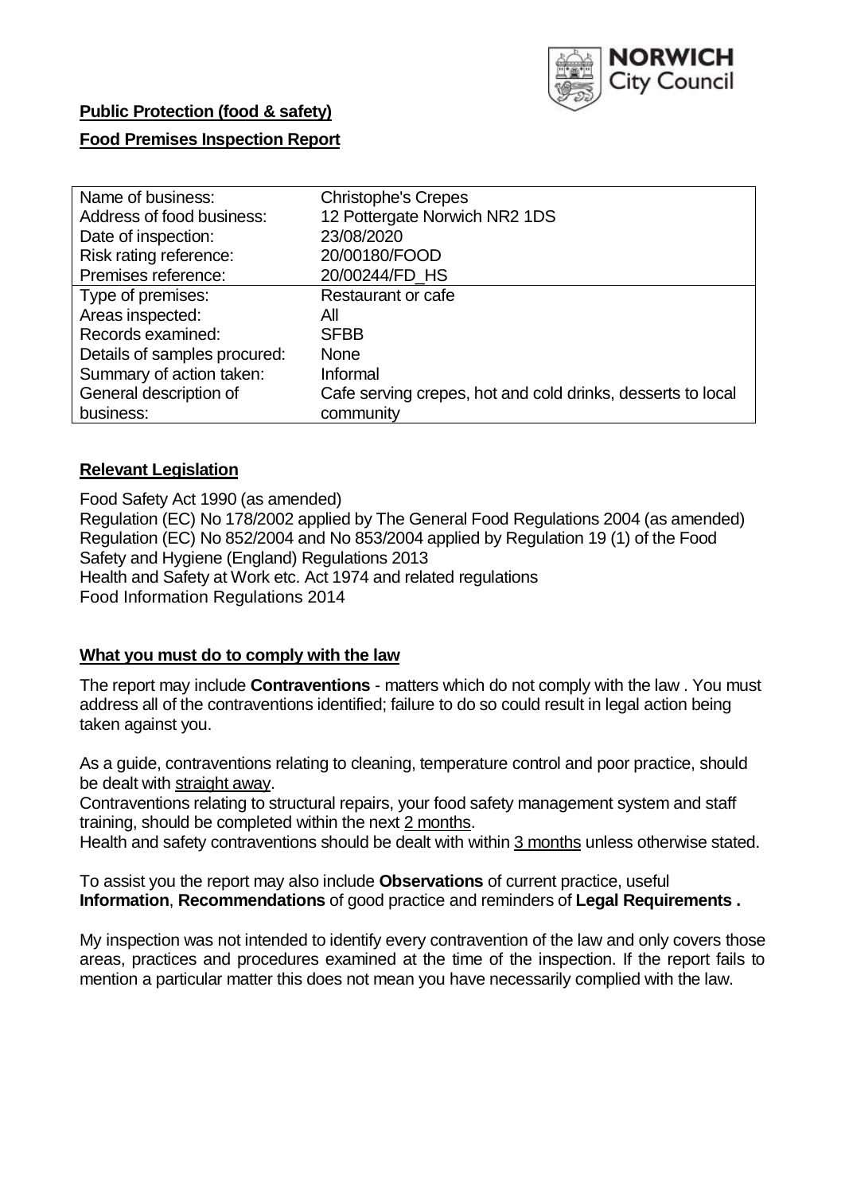**Public Protection (food & safety)**

**Food Premises Inspection Report**

| Name of business: | Christophe's Crepes |
| --- | --- |
| Address of food business: | 12 Pottergate Norwich NR2 1DS |
| Date of inspection: | 23/08/2020 |
| Risk rating reference: | 20/00180/FOOD |
| Premises reference: | 20/00244/FD_HS |
| Type of premises: | Restaurant or cafe |
| Areas inspected: | All |
| Records examined: | SFBB |
| Details of samples procured: | None |
| Summary of action taken: | Informal |
| General description of business: | Cafe serving crepes, hot and cold drinks, desserts to local community |

## Relevant Legislation

Food Safety Act 1990 (as amended)
Regulation (EC) No 178/2002 applied by The General Food Regulations 2004 (as amended)
Regulation (EC) No 852/2004 and No 853/2004 applied by Regulation 19 (1) of the Food Safety and Hygiene (England) Regulations 2013
Health and Safety at Work etc. Act 1974 and related regulations
Food Information Regulations 2014

## What you must do to comply with the law

The report may include **Contraventions** - matters which do not comply with the law . You must address all of the contraventions identified; failure to do so could result in legal action being taken against you.

As a guide, contraventions relating to cleaning, temperature control and poor practice, should be dealt with straight away.

Contraventions relating to structural repairs, your food safety management system and staff training, should be completed within the next 2 months.

Health and safety contraventions should be dealt with within 3 months unless otherwise stated.

To assist you the report may also include **Observations** of current practice, useful **Information**, **Recommendations** of good practice and reminders of **Legal Requirements .**

My inspection was not intended to identify every contravention of the law and only covers those areas, practices and procedures examined at the time of the inspection. If the report fails to mention a particular matter this does not mean you have necessarily complied with the law.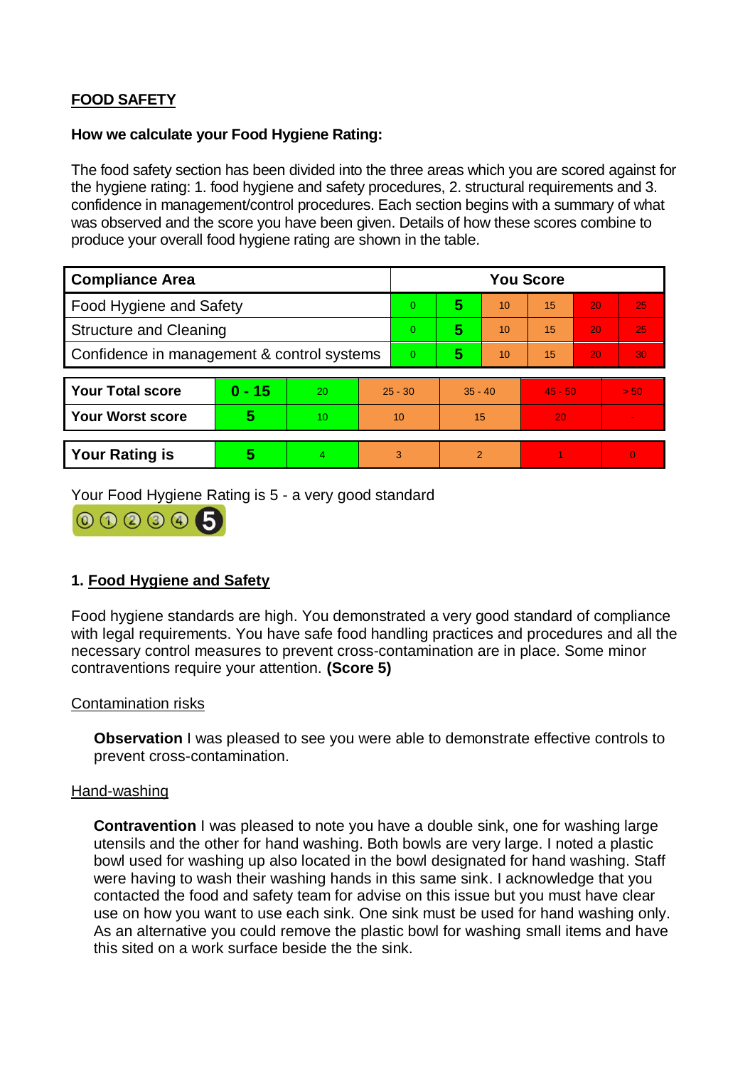**FOOD SAFETY**

**How we calculate your Food Hygiene Rating:**

The food safety section has been divided into the three areas which you are scored against for the hygiene rating: 1. food hygiene and safety procedures, 2. structural requirements and 3. confidence in management/control procedures. Each section begins with a summary of what was observed and the score you have been given. Details of how these scores combine to produce your overall food hygiene rating are shown in the table.

| Compliance Area | You Score | | | | | |
|---|---|---|---|---|---|---|
| Food Hygiene and Safety | 0 | **5** | 10 | 15 | 20 | 25 |
| Structure and Cleaning | 0 | **5** | 10 | 15 | 20 | 25 |
| Confidence in management & control systems | 0 | **5** | 10 | 15 | 20 | 30 |

| | | | | | | |
|---|---|---|---|---|---|---|
| **Your Total score** | **0 - 15** | 20 | 25 - 30 | 35 - 40 | 45 - 50 | > 50 |
| **Your Worst score** | **5** | 10 | 10 | 15 | 20 | - |

| | | | | | | |
|---|---|---|---|---|---|---|
| **Your Rating is** | **5** | 4 | 3 | 2 | 1 | 0 |

Your Food Hygiene Rating is 5 - a very good standard

## 1. Food Hygiene and Safety

Food hygiene standards are high. You demonstrated a very good standard of compliance with legal requirements. You have safe food handling practices and procedures and all the necessary control measures to prevent cross-contamination are in place. Some minor contraventions require your attention. **(Score 5)**

Contamination risks

**Observation** I was pleased to see you were able to demonstrate effective controls to prevent cross-contamination.

Hand-washing

**Contravention** I was pleased to note you have a double sink, one for washing large utensils and the other for hand washing. Both bowls are very large. I noted a plastic bowl used for washing up also located in the bowl designated for hand washing. Staff were having to wash their washing hands in this same sink. I acknowledge that you contacted the food and safety team for advise on this issue but you must have clear use on how you want to use each sink. One sink must be used for hand washing only. As an alternative you could remove the plastic bowl for washing small items and have this sited on a work surface beside the the sink.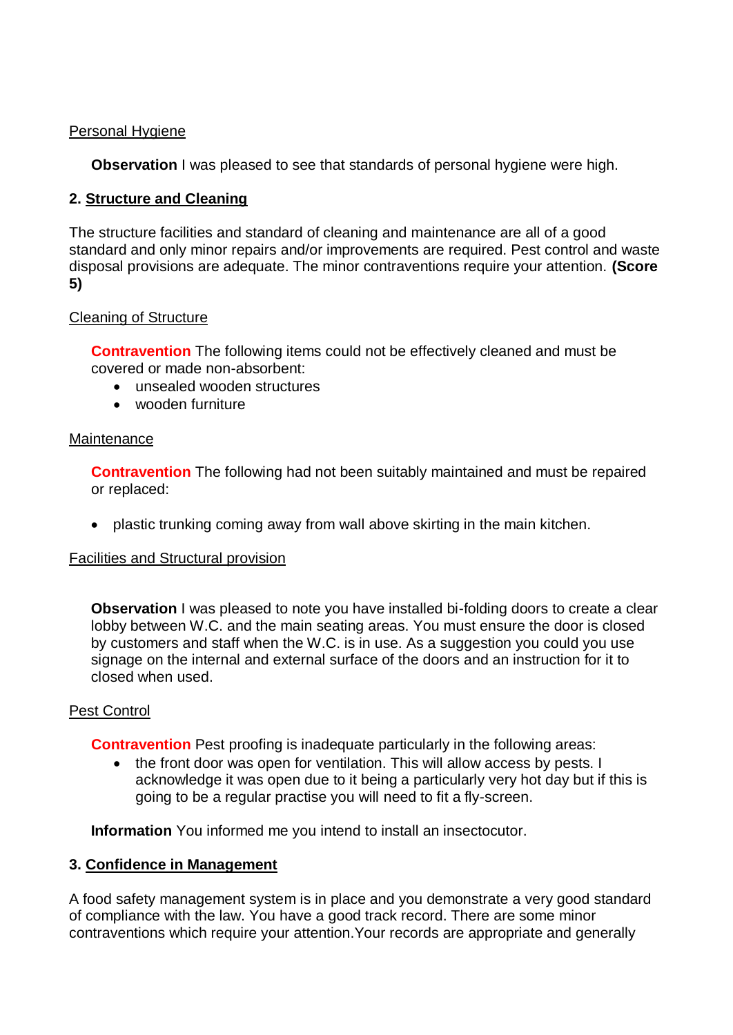Personal Hygiene

**Observation** I was pleased to see that standards of personal hygiene were high.

## 2. Structure and Cleaning

The structure facilities and standard of cleaning and maintenance are all of a good standard and only minor repairs and/or improvements are required. Pest control and waste disposal provisions are adequate. The minor contraventions require your attention. **(Score 5)**

Cleaning of Structure

**Contravention** The following items could not be effectively cleaned and must be covered or made non-absorbent:

- unsealed wooden structures
- wooden furniture

Maintenance

**Contravention** The following had not been suitably maintained and must be repaired or replaced:

- plastic trunking coming away from wall above skirting in the main kitchen.

Facilities and Structural provision

**Observation** I was pleased to note you have installed bi-folding doors to create a clear lobby between W.C. and the main seating areas. You must ensure the door is closed by customers and staff when the W.C. is in use. As a suggestion you could you use signage on the internal and external surface of the doors and an instruction for it to closed when used.

Pest Control

**Contravention** Pest proofing is inadequate particularly in the following areas:

- the front door was open for ventilation. This will allow access by pests. I acknowledge it was open due to it being a particularly very hot day but if this is going to be a regular practise you will need to fit a fly-screen.

**Information** You informed me you intend to install an insectocutor.

## 3. Confidence in Management

A food safety management system is in place and you demonstrate a very good standard of compliance with the law. You have a good track record. There are some minor contraventions which require your attention.Your records are appropriate and generally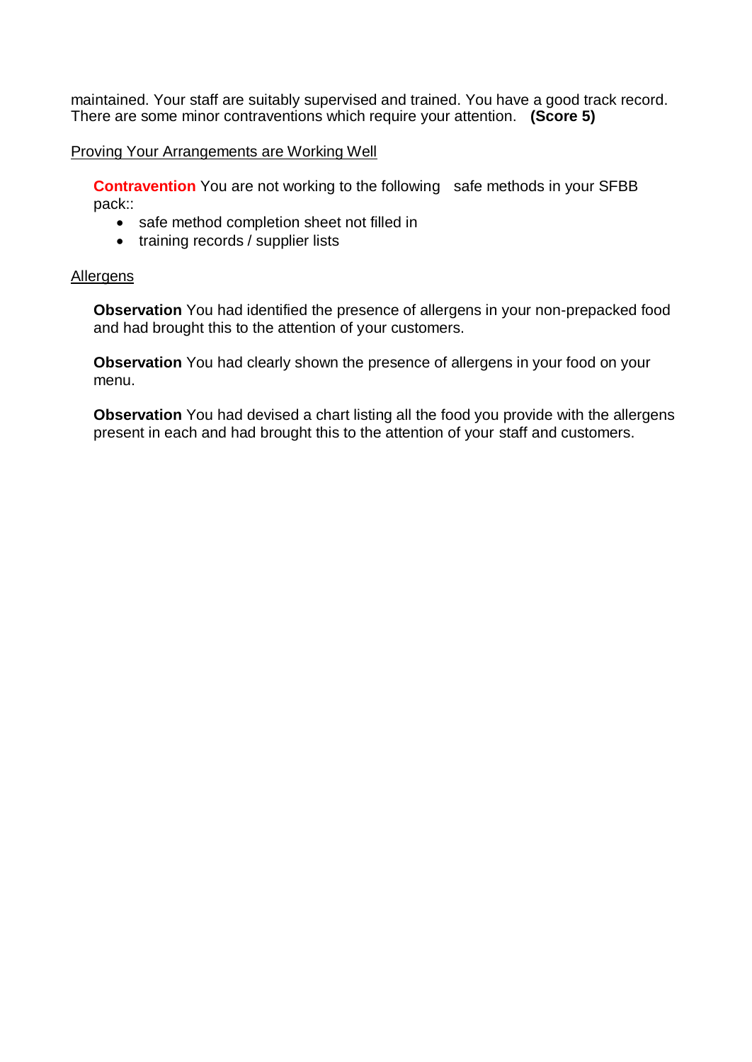maintained. Your staff are suitably supervised and trained. You have a good track record. There are some minor contraventions which require your attention. **(Score 5)**

Proving Your Arrangements are Working Well

**Contravention** You are not working to the following safe methods in your SFBB pack::

- safe method completion sheet not filled in
- training records / supplier lists

Allergens

**Observation** You had identified the presence of allergens in your non-prepacked food and had brought this to the attention of your customers.

**Observation** You had clearly shown the presence of allergens in your food on your menu.

**Observation** You had devised a chart listing all the food you provide with the allergens present in each and had brought this to the attention of your staff and customers.